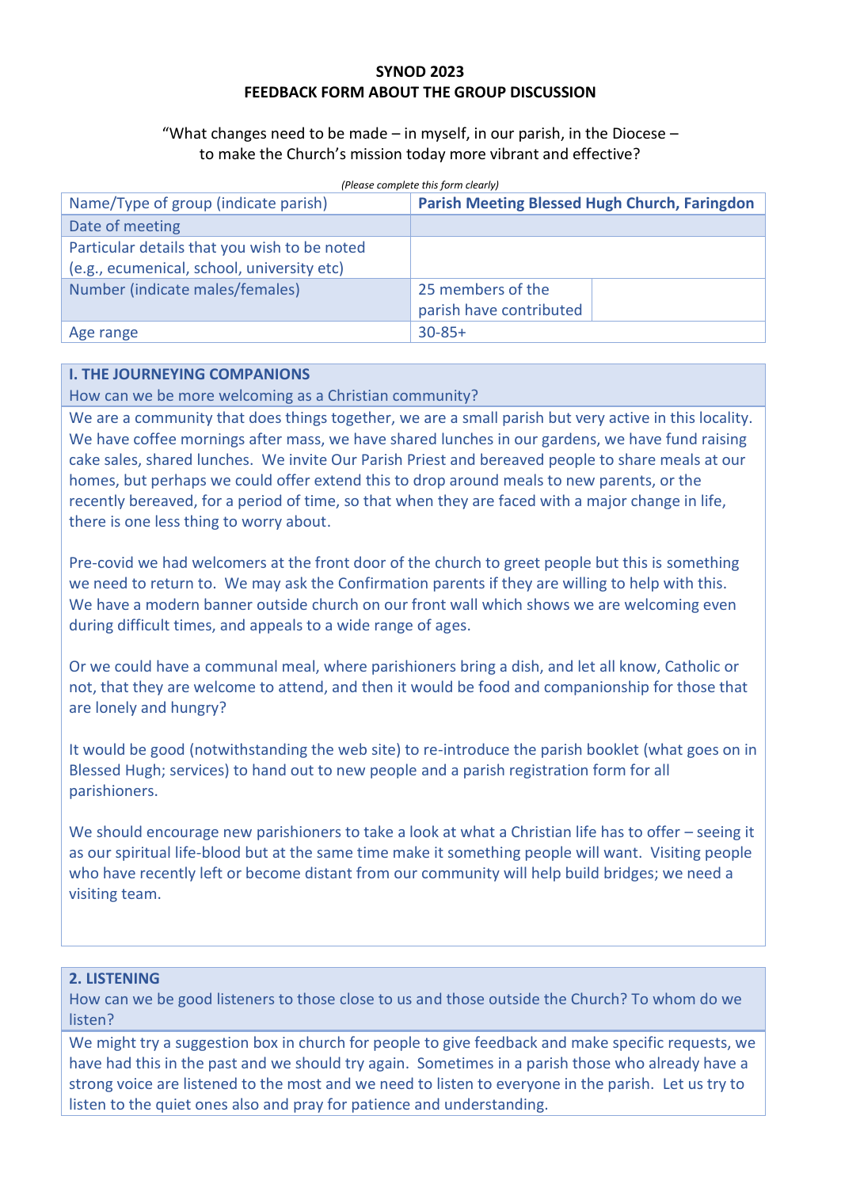**SYNOD 2023**
**FEEDBACK FORM ABOUT THE GROUP DISCUSSION**

"What changes need to be made – in myself, in our parish, in the Diocese – to make the Church's mission today more vibrant and effective?

*(Please complete this form clearly)*

| Name/Type of group (indicate parish) | **Parish Meeting Blessed Hugh Church, Faringdon** | |
|---|---|---|
| Date of meeting | | |
| Particular details that you wish to be noted (e.g., ecumenical, school, university etc) | | |
| Number (indicate males/females) | 25 members of the parish have contributed | |
| Age range | 30-85+ | |

**I. THE JOURNEYING COMPANIONS**

How can we be more welcoming as a Christian community?

We are a community that does things together, we are a small parish but very active in this locality. We have coffee mornings after mass, we have shared lunches in our gardens, we have fund raising cake sales, shared lunches. We invite Our Parish Priest and bereaved people to share meals at our homes, but perhaps we could offer extend this to drop around meals to new parents, or the recently bereaved, for a period of time, so that when they are faced with a major change in life, there is one less thing to worry about.

Pre-covid we had welcomers at the front door of the church to greet people but this is something we need to return to. We may ask the Confirmation parents if they are willing to help with this. We have a modern banner outside church on our front wall which shows we are welcoming even during difficult times, and appeals to a wide range of ages.

Or we could have a communal meal, where parishioners bring a dish, and let all know, Catholic or not, that they are welcome to attend, and then it would be food and companionship for those that are lonely and hungry?

It would be good (notwithstanding the web site) to re-introduce the parish booklet (what goes on in Blessed Hugh; services) to hand out to new people and a parish registration form for all parishioners.

We should encourage new parishioners to take a look at what a Christian life has to offer – seeing it as our spiritual life-blood but at the same time make it something people will want. Visiting people who have recently left or become distant from our community will help build bridges; we need a visiting team.

**2. LISTENING**

How can we be good listeners to those close to us and those outside the Church? To whom do we listen?

We might try a suggestion box in church for people to give feedback and make specific requests, we have had this in the past and we should try again. Sometimes in a parish those who already have a strong voice are listened to the most and we need to listen to everyone in the parish. Let us try to listen to the quiet ones also and pray for patience and understanding.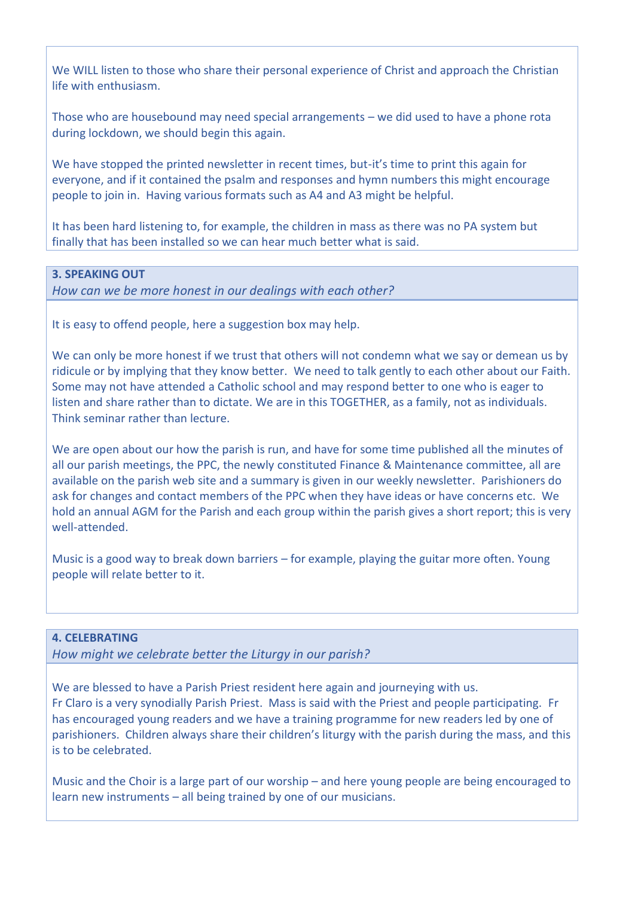We WILL listen to those who share their personal experience of Christ and approach the Christian life with enthusiasm.

Those who are housebound may need special arrangements – we did used to have a phone rota during lockdown, we should begin this again.

We have stopped the printed newsletter in recent times, but-it's time to print this again for everyone, and if it contained the psalm and responses and hymn numbers this might encourage people to join in. Having various formats such as A4 and A3 might be helpful.

It has been hard listening to, for example, the children in mass as there was no PA system but finally that has been installed so we can hear much better what is said.

**3. SPEAKING OUT**
*How can we be more honest in our dealings with each other?*

It is easy to offend people, here a suggestion box may help.

We can only be more honest if we trust that others will not condemn what we say or demean us by ridicule or by implying that they know better. We need to talk gently to each other about our Faith. Some may not have attended a Catholic school and may respond better to one who is eager to listen and share rather than to dictate. We are in this TOGETHER, as a family, not as individuals. Think seminar rather than lecture.

We are open about our how the parish is run, and have for some time published all the minutes of all our parish meetings, the PPC, the newly constituted Finance & Maintenance committee, all are available on the parish web site and a summary is given in our weekly newsletter. Parishioners do ask for changes and contact members of the PPC when they have ideas or have concerns etc. We hold an annual AGM for the Parish and each group within the parish gives a short report; this is very well-attended.

Music is a good way to break down barriers – for example, playing the guitar more often. Young people will relate better to it.

**4. CELEBRATING**
*How might we celebrate better the Liturgy in our parish?*

We are blessed to have a Parish Priest resident here again and journeying with us.
Fr Claro is a very synodially Parish Priest. Mass is said with the Priest and people participating. Fr has encouraged young readers and we have a training programme for new readers led by one of parishioners. Children always share their children's liturgy with the parish during the mass, and this is to be celebrated.

Music and the Choir is a large part of our worship – and here young people are being encouraged to learn new instruments – all being trained by one of our musicians.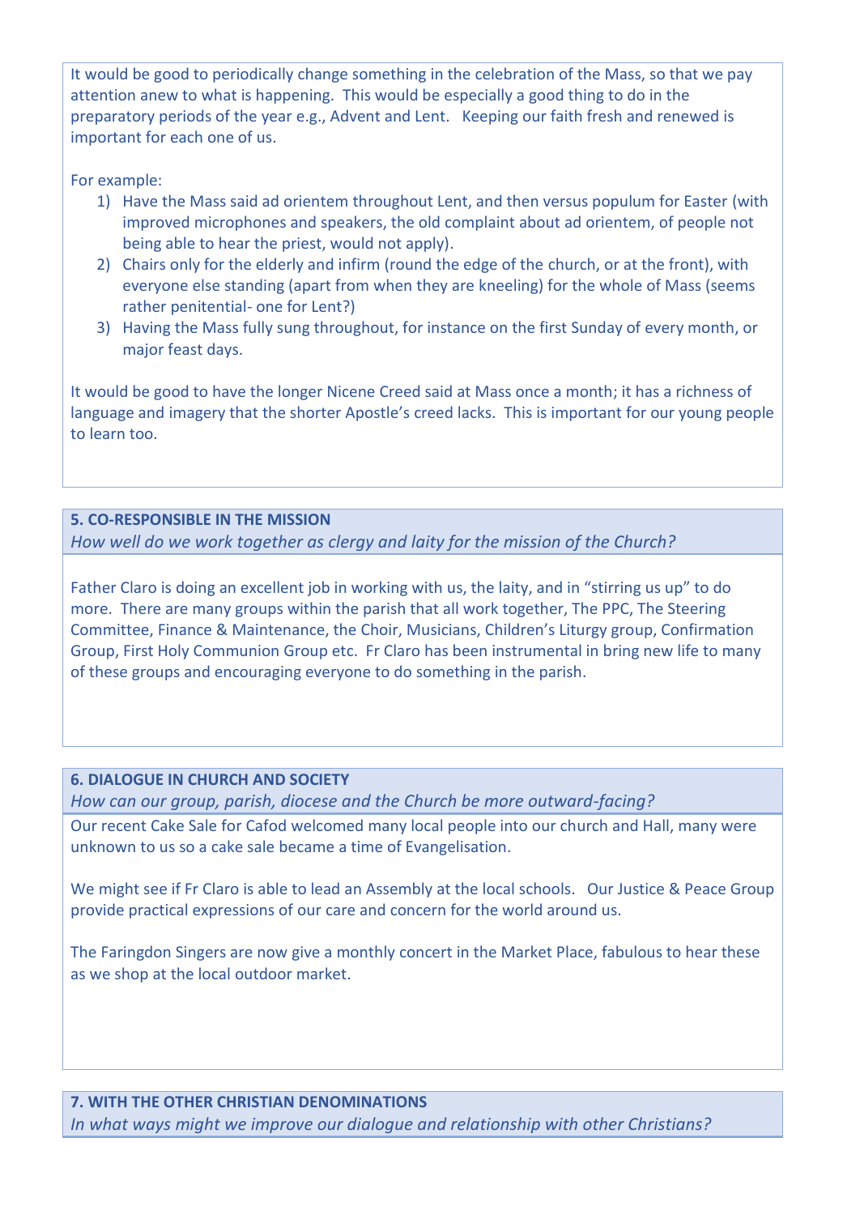It would be good to periodically change something in the celebration of the Mass, so that we pay attention anew to what is happening. This would be especially a good thing to do in the preparatory periods of the year e.g., Advent and Lent. Keeping our faith fresh and renewed is important for each one of us.

For example:

1) Have the Mass said ad orientem throughout Lent, and then versus populum for Easter (with improved microphones and speakers, the old complaint about ad orientem, of people not being able to hear the priest, would not apply).
2) Chairs only for the elderly and infirm (round the edge of the church, or at the front), with everyone else standing (apart from when they are kneeling) for the whole of Mass (seems rather penitential- one for Lent?)
3) Having the Mass fully sung throughout, for instance on the first Sunday of every month, or major feast days.

It would be good to have the longer Nicene Creed said at Mass once a month; it has a richness of language and imagery that the shorter Apostle's creed lacks. This is important for our young people to learn too.

**5. CO-RESPONSIBLE IN THE MISSION**

*How well do we work together as clergy and laity for the mission of the Church?*

Father Claro is doing an excellent job in working with us, the laity, and in "stirring us up" to do more. There are many groups within the parish that all work together, The PPC, The Steering Committee, Finance & Maintenance, the Choir, Musicians, Children's Liturgy group, Confirmation Group, First Holy Communion Group etc. Fr Claro has been instrumental in bring new life to many of these groups and encouraging everyone to do something in the parish.

**6. DIALOGUE IN CHURCH AND SOCIETY**

*How can our group, parish, diocese and the Church be more outward-facing?*

Our recent Cake Sale for Cafod welcomed many local people into our church and Hall, many were unknown to us so a cake sale became a time of Evangelisation.

We might see if Fr Claro is able to lead an Assembly at the local schools. Our Justice & Peace Group provide practical expressions of our care and concern for the world around us.

The Faringdon Singers are now give a monthly concert in the Market Place, fabulous to hear these as we shop at the local outdoor market.

**7. WITH THE OTHER CHRISTIAN DENOMINATIONS**

*In what ways might we improve our dialogue and relationship with other Christians?*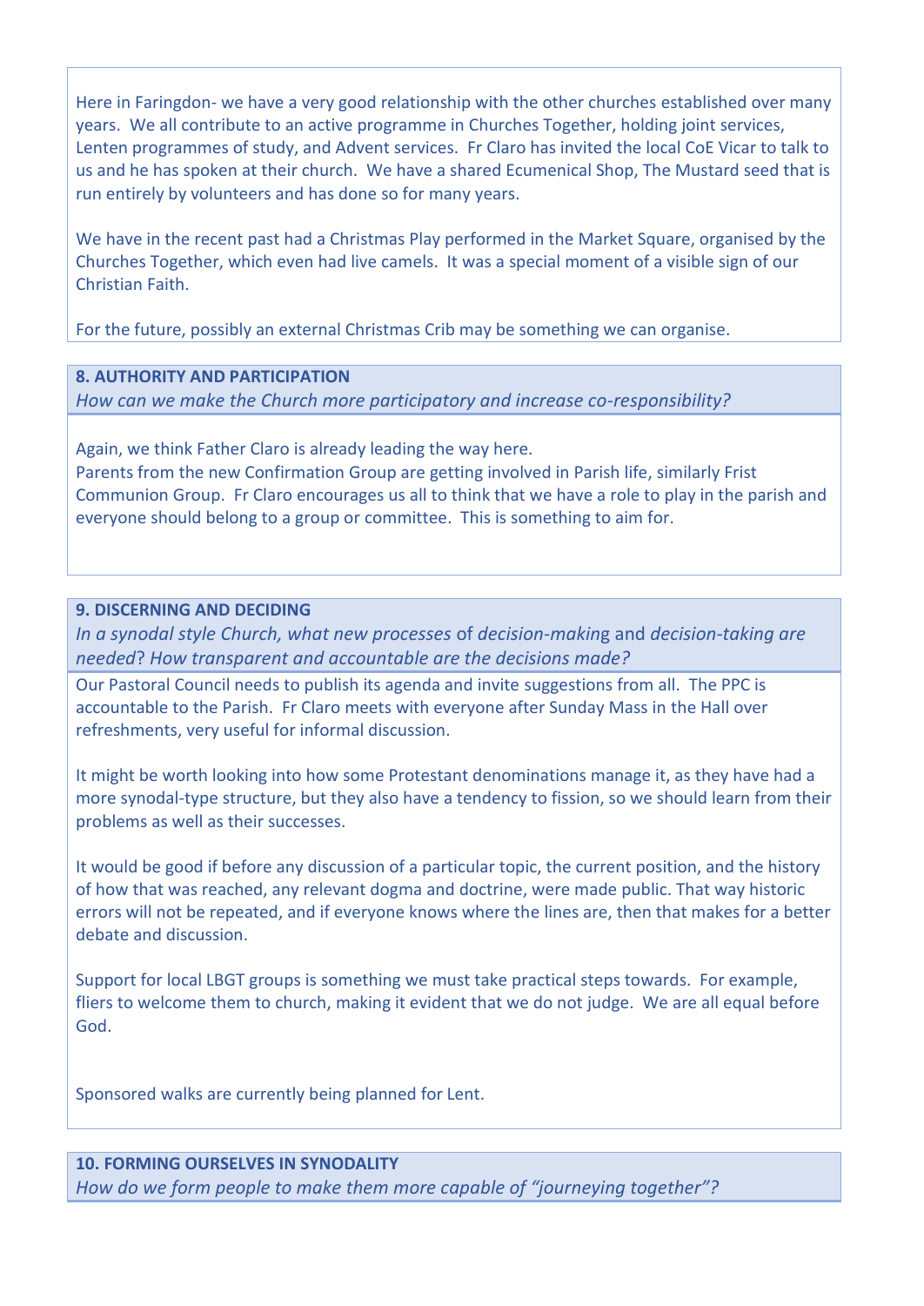Here in Faringdon- we have a very good relationship with the other churches established over many years. We all contribute to an active programme in Churches Together, holding joint services, Lenten programmes of study, and Advent services. Fr Claro has invited the local CoE Vicar to talk to us and he has spoken at their church. We have a shared Ecumenical Shop, The Mustard seed that is run entirely by volunteers and has done so for many years.

We have in the recent past had a Christmas Play performed in the Market Square, organised by the Churches Together, which even had live camels. It was a special moment of a visible sign of our Christian Faith.

For the future, possibly an external Christmas Crib may be something we can organise.

**8. AUTHORITY AND PARTICIPATION**

*How can we make the Church more participatory and increase co-responsibility?*

Again, we think Father Claro is already leading the way here.
Parents from the new Confirmation Group are getting involved in Parish life, similarly Frist Communion Group. Fr Claro encourages us all to think that we have a role to play in the parish and everyone should belong to a group or committee. This is something to aim for.

**9. DISCERNING AND DECIDING**

*In a synodal style Church, what new processes* of *decision-makin*g and *decision-taking are needed*? *How transparent and accountable are the decisions made?*

Our Pastoral Council needs to publish its agenda and invite suggestions from all. The PPC is accountable to the Parish. Fr Claro meets with everyone after Sunday Mass in the Hall over refreshments, very useful for informal discussion.

It might be worth looking into how some Protestant denominations manage it, as they have had a more synodal-type structure, but they also have a tendency to fission, so we should learn from their problems as well as their successes.

It would be good if before any discussion of a particular topic, the current position, and the history of how that was reached, any relevant dogma and doctrine, were made public. That way historic errors will not be repeated, and if everyone knows where the lines are, then that makes for a better debate and discussion.

Support for local LBGT groups is something we must take practical steps towards. For example, fliers to welcome them to church, making it evident that we do not judge. We are all equal before God.

Sponsored walks are currently being planned for Lent.

**10. FORMING OURSELVES IN SYNODALITY**

*How do we form people to make them more capable of "journeying together"?*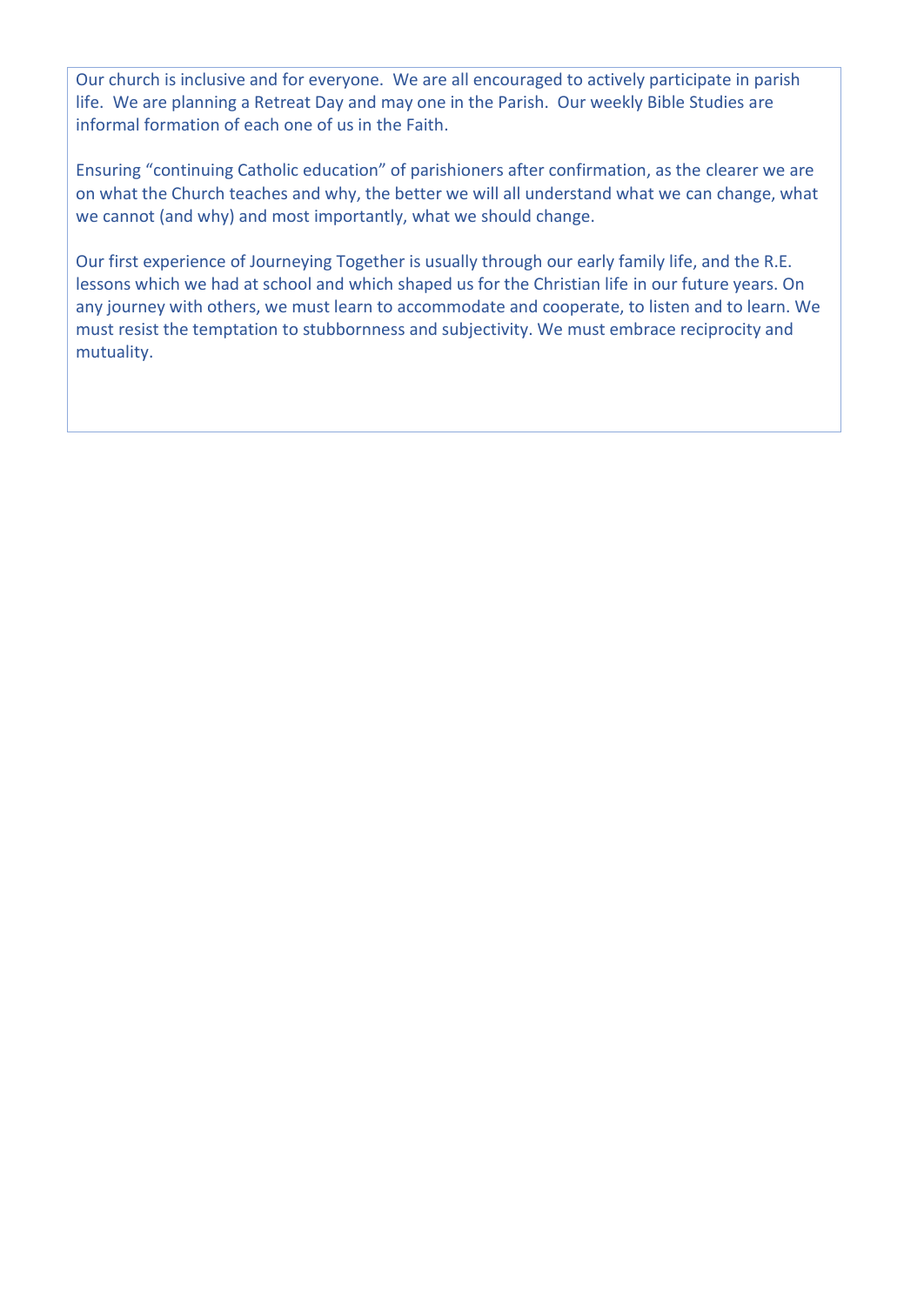Our church is inclusive and for everyone. We are all encouraged to actively participate in parish life. We are planning a Retreat Day and may one in the Parish. Our weekly Bible Studies are informal formation of each one of us in the Faith.

Ensuring "continuing Catholic education" of parishioners after confirmation, as the clearer we are on what the Church teaches and why, the better we will all understand what we can change, what we cannot (and why) and most importantly, what we should change.

Our first experience of Journeying Together is usually through our early family life, and the R.E. lessons which we had at school and which shaped us for the Christian life in our future years. On any journey with others, we must learn to accommodate and cooperate, to listen and to learn. We must resist the temptation to stubbornness and subjectivity. We must embrace reciprocity and mutuality.